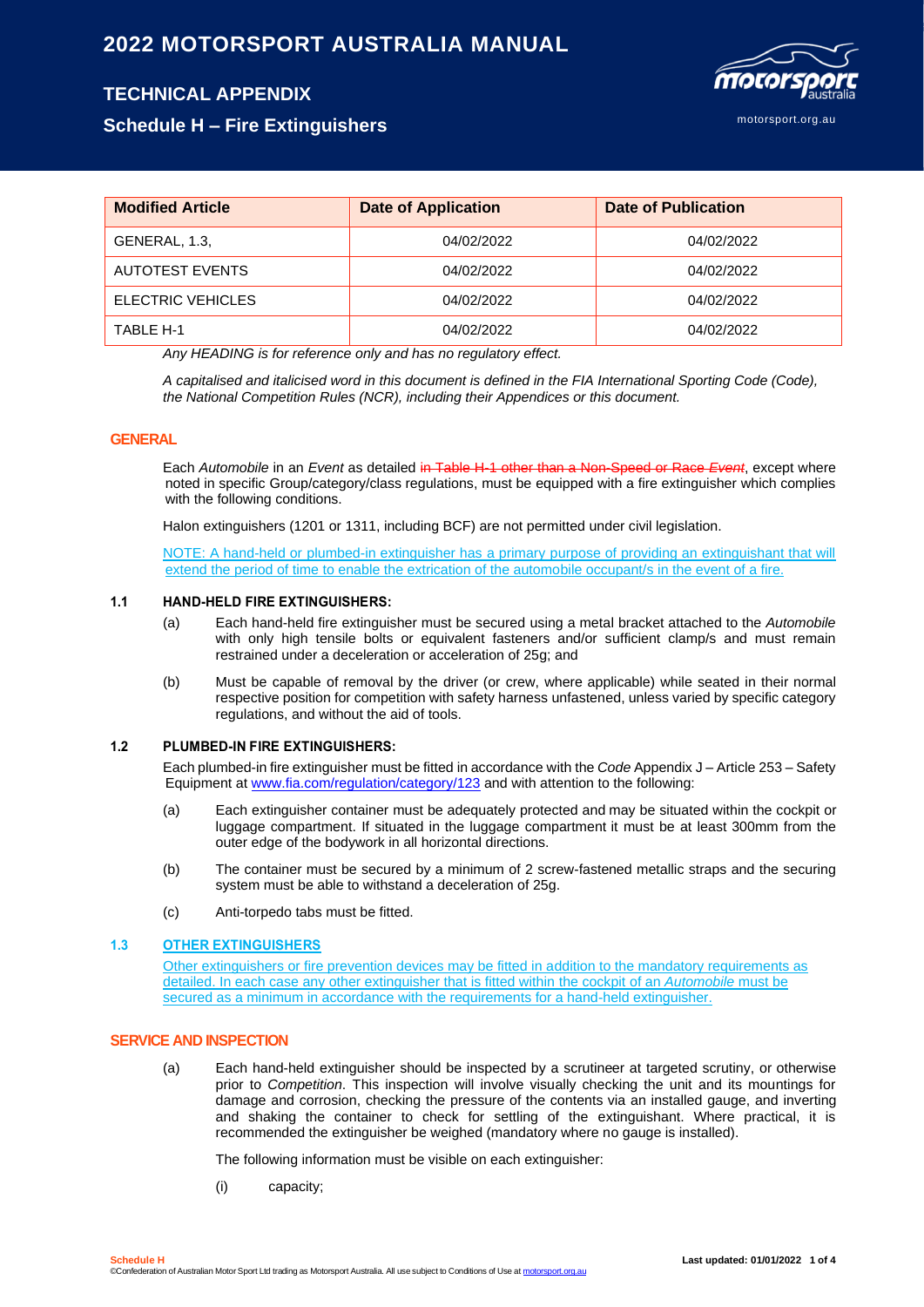# 2022 MOTORSPORT AUSTRALIA MANUAL

## TECHNICAL APPENDIX

## Schedule H – Fire Extinguishers

| Modified Article | Date of Application | Date of Publication |
|---|---|---|
| GENERAL, 1.3, | 04/02/2022 | 04/02/2022 |
| AUTOTEST EVENTS | 04/02/2022 | 04/02/2022 |
| ELECTRIC VEHICLES | 04/02/2022 | 04/02/2022 |
| TABLE H-1 | 04/02/2022 | 04/02/2022 |

*Any HEADING is for reference only and has no regulatory effect.*

*A capitalised and italicised word in this document is defined in the FIA International Sporting Code (Code), the National Competition Rules (NCR), including their Appendices or this document.*

### GENERAL

Each *Automobile* in an *Event* as detailed ~~in Table H-1 other than a Non-Speed or Race *Event*~~, except where noted in specific Group/category/class regulations, must be equipped with a fire extinguisher which complies with the following conditions.

Halon extinguishers (1201 or 1311, including BCF) are not permitted under civil legislation.

NOTE: A hand-held or plumbed-in extinguisher has a primary purpose of providing an extinguishant that will extend the period of time to enable the extrication of the automobile occupant/s in the event of a fire.

#### 1.1 HAND-HELD FIRE EXTINGUISHERS:

(a) Each hand-held fire extinguisher must be secured using a metal bracket attached to the *Automobile* with only high tensile bolts or equivalent fasteners and/or sufficient clamp/s and must remain restrained under a deceleration or acceleration of 25g; and

(b) Must be capable of removal by the driver (or crew, where applicable) while seated in their normal respective position for competition with safety harness unfastened, unless varied by specific category regulations, and without the aid of tools.

#### 1.2 PLUMBED-IN FIRE EXTINGUISHERS:

Each plumbed-in fire extinguisher must be fitted in accordance with the *Code* Appendix J – Article 253 – Safety Equipment at www.fia.com/regulation/category/123 and with attention to the following:

(a) Each extinguisher container must be adequately protected and may be situated within the cockpit or luggage compartment. If situated in the luggage compartment it must be at least 300mm from the outer edge of the bodywork in all horizontal directions.

(b) The container must be secured by a minimum of 2 screw-fastened metallic straps and the securing system must be able to withstand a deceleration of 25g.

(c) Anti-torpedo tabs must be fitted.

#### 1.3 OTHER EXTINGUISHERS

Other extinguishers or fire prevention devices may be fitted in addition to the mandatory requirements as detailed. In each case any other extinguisher that is fitted within the cockpit of an *Automobile* must be secured as a minimum in accordance with the requirements for a hand-held extinguisher.

### SERVICE AND INSPECTION

(a) Each hand-held extinguisher should be inspected by a scrutineer at targeted scrutiny, or otherwise prior to *Competition*. This inspection will involve visually checking the unit and its mountings for damage and corrosion, checking the pressure of the contents via an installed gauge, and inverting and shaking the container to check for settling of the extinguishant. Where practical, it is recommended the extinguisher be weighed (mandatory where no gauge is installed).

The following information must be visible on each extinguisher:

(i) capacity;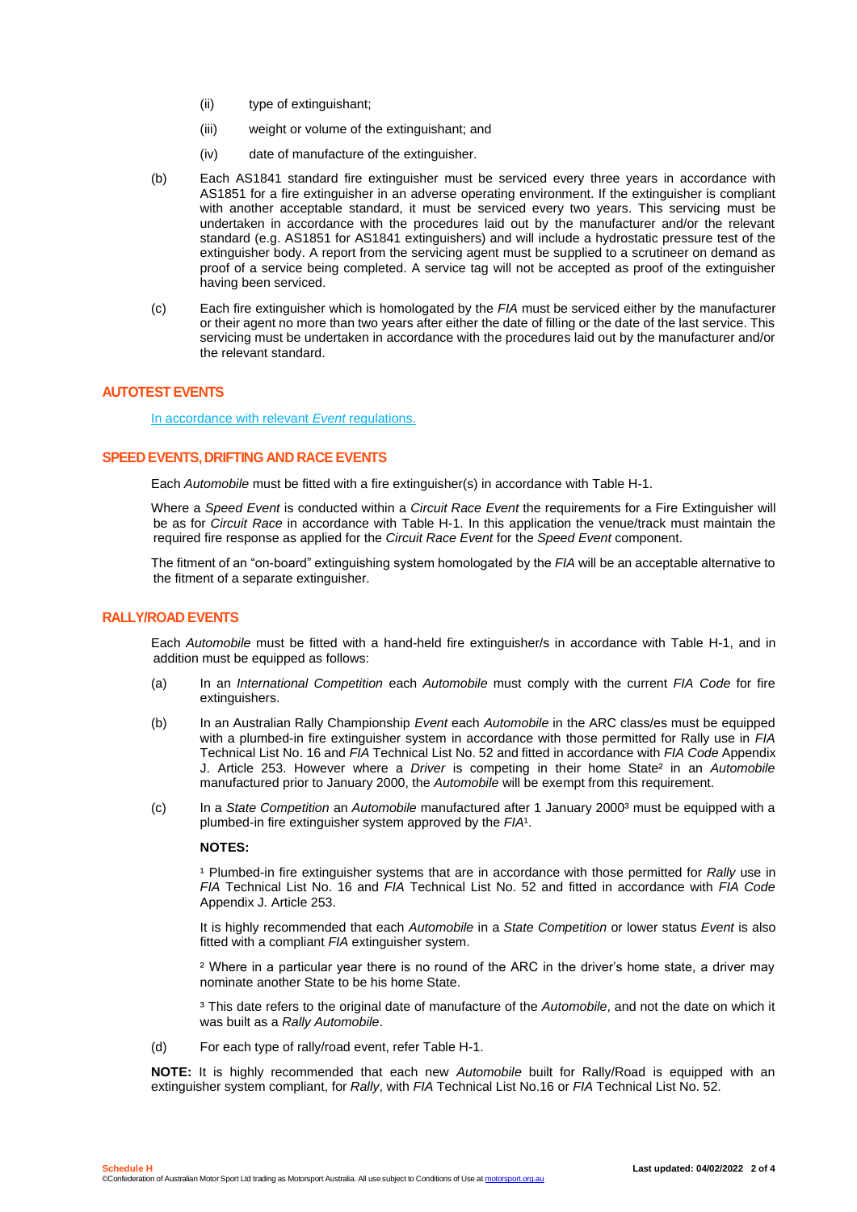(ii) type of extinguishant;

(iii) weight or volume of the extinguishant; and

(iv) date of manufacture of the extinguisher.

(b) Each AS1841 standard fire extinguisher must be serviced every three years in accordance with AS1851 for a fire extinguisher in an adverse operating environment. If the extinguisher is compliant with another acceptable standard, it must be serviced every two years. This servicing must be undertaken in accordance with the procedures laid out by the manufacturer and/or the relevant standard (e.g. AS1851 for AS1841 extinguishers) and will include a hydrostatic pressure test of the extinguisher body. A report from the servicing agent must be supplied to a scrutineer on demand as proof of a service being completed. A service tag will not be accepted as proof of the extinguisher having been serviced.

(c) Each fire extinguisher which is homologated by the *FIA* must be serviced either by the manufacturer or their agent no more than two years after either the date of filling or the date of the last service. This servicing must be undertaken in accordance with the procedures laid out by the manufacturer and/or the relevant standard.

## AUTOTEST EVENTS

In accordance with relevant *Event* regulations.

## SPEED EVENTS, DRIFTING AND RACE EVENTS

Each *Automobile* must be fitted with a fire extinguisher(s) in accordance with Table H-1.

Where a *Speed Event* is conducted within a *Circuit Race Event* the requirements for a Fire Extinguisher will be as for *Circuit Race* in accordance with Table H-1. In this application the venue/track must maintain the required fire response as applied for the *Circuit Race Event* for the *Speed Event* component.

The fitment of an "on-board" extinguishing system homologated by the *FIA* will be an acceptable alternative to the fitment of a separate extinguisher.

## RALLY/ROAD EVENTS

Each *Automobile* must be fitted with a hand-held fire extinguisher/s in accordance with Table H-1, and in addition must be equipped as follows:

(a) In an *International Competition* each *Automobile* must comply with the current *FIA Code* for fire extinguishers.

(b) In an Australian Rally Championship *Event* each *Automobile* in the ARC class/es must be equipped with a plumbed-in fire extinguisher system in accordance with those permitted for Rally use in *FIA* Technical List No. 16 and *FIA* Technical List No. 52 and fitted in accordance with *FIA Code* Appendix J. Article 253. However where a *Driver* is competing in their home State[2] in an *Automobile* manufactured prior to January 2000, the *Automobile* will be exempt from this requirement.

(c) In a *State Competition* an *Automobile* manufactured after 1 January 2000[3] must be equipped with a plumbed-in fire extinguisher system approved by the *FIA*[1].

**NOTES:**

[1] Plumbed-in fire extinguisher systems that are in accordance with those permitted for *Rally* use in *FIA* Technical List No. 16 and *FIA* Technical List No. 52 and fitted in accordance with *FIA Code* Appendix J. Article 253.

It is highly recommended that each *Automobile* in a *State Competition* or lower status *Event* is also fitted with a compliant *FIA* extinguisher system.

[2] Where in a particular year there is no round of the ARC in the driver's home state, a driver may nominate another State to be his home State.

[3] This date refers to the original date of manufacture of the *Automobile*, and not the date on which it was built as a *Rally Automobile*.

(d) For each type of rally/road event, refer Table H-1.

**NOTE:** It is highly recommended that each new *Automobile* built for Rally/Road is equipped with an extinguisher system compliant, for *Rally*, with *FIA* Technical List No.16 or *FIA* Technical List No. 52.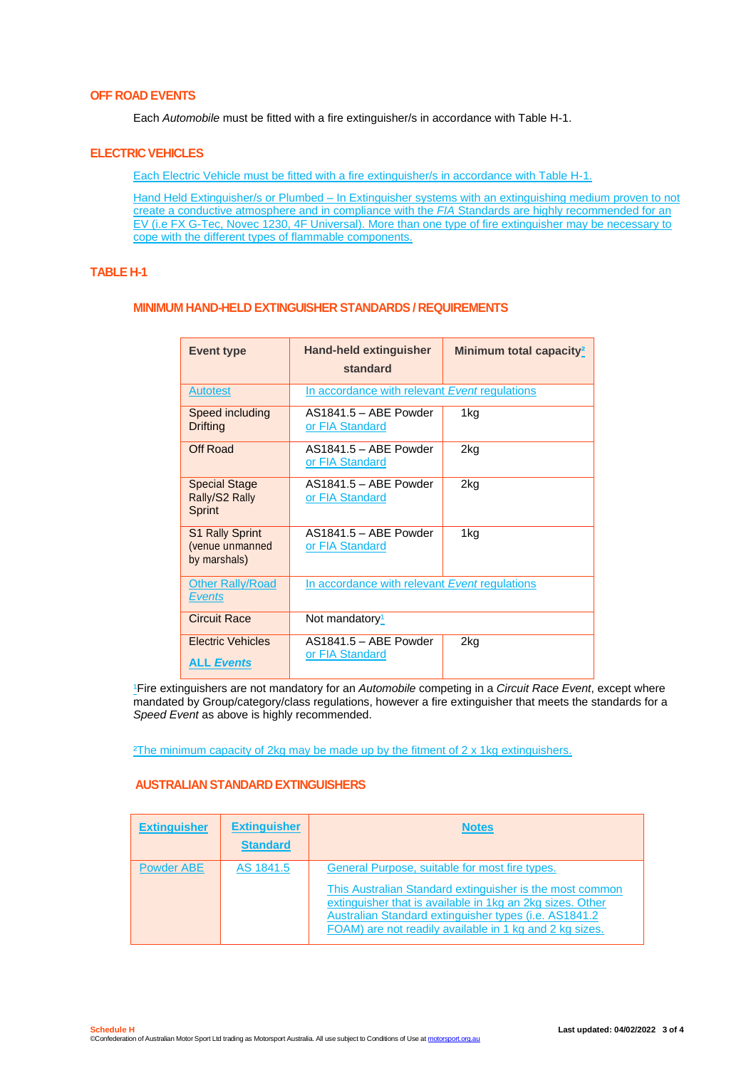## OFF ROAD EVENTS

Each *Automobile* must be fitted with a fire extinguisher/s in accordance with Table H-1.

## ELECTRIC VEHICLES

Each Electric Vehicle must be fitted with a fire extinguisher/s in accordance with Table H-1.

Hand Held Extinguisher/s or Plumbed – In Extinguisher systems with an extinguishing medium proven to not create a conductive atmosphere and in compliance with the *FIA* Standards are highly recommended for an EV (i.e FX G-Tec, Novec 1230, 4F Universal). More than one type of fire extinguisher may be necessary to cope with the different types of flammable components.

## TABLE H-1

### MINIMUM HAND-HELD EXTINGUISHER STANDARDS / REQUIREMENTS

| Event type | Hand-held extinguisher standard | Minimum total capacity[2] |
|---|---|---|
| Autotest | In accordance with relevant *Event* regulations | |
| Speed including Drifting | AS1841.5 – ABE Powder or FIA Standard | 1kg |
| Off Road | AS1841.5 – ABE Powder or FIA Standard | 2kg |
| Special Stage Rally/S2 Rally Sprint | AS1841.5 – ABE Powder or FIA Standard | 2kg |
| S1 Rally Sprint (venue unmanned by marshals) | AS1841.5 – ABE Powder or FIA Standard | 1kg |
| Other Rally/Road *Events* | In accordance with relevant *Event* regulations | |
| Circuit Race | Not mandatory[1] | |
| Electric Vehicles **ALL *Events*** | AS1841.5 – ABE Powder or FIA Standard | 2kg |

[1]Fire extinguishers are not mandatory for an *Automobile* competing in a *Circuit Race Event*, except where mandated by Group/category/class regulations, however a fire extinguisher that meets the standards for a *Speed Event* as above is highly recommended.

[2]The minimum capacity of 2kg may be made up by the fitment of 2 x 1kg extinguishers.

### AUSTRALIAN STANDARD EXTINGUISHERS

| Extinguisher | Extinguisher Standard | Notes |
|---|---|---|
| Powder ABE | AS 1841.5 | General Purpose, suitable for most fire types.<br><br>This Australian Standard extinguisher is the most common extinguisher that is available in 1kg an 2kg sizes. Other Australian Standard extinguisher types (i.e. AS1841.2 FOAM) are not readily available in 1 kg and 2 kg sizes. |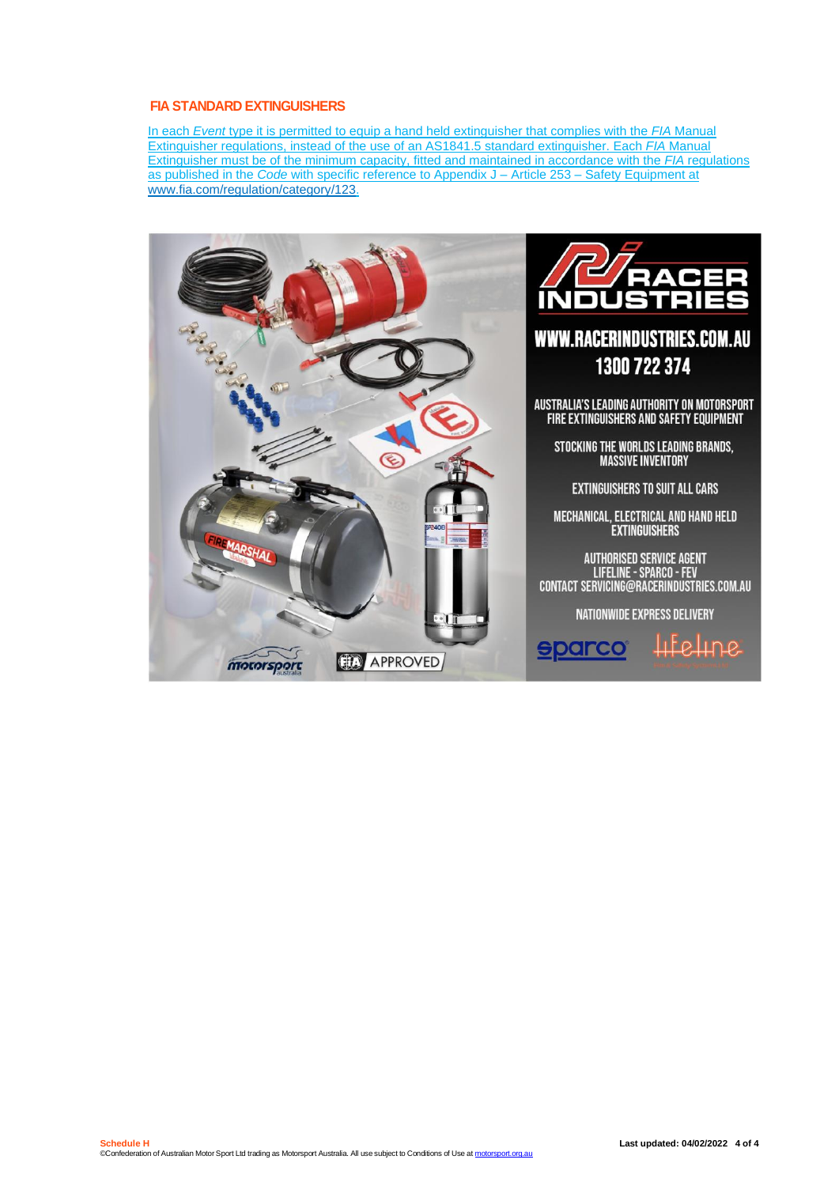## FIA STANDARD EXTINGUISHERS

In each *Event* type it is permitted to equip a hand held extinguisher that complies with the *FIA* Manual Extinguisher regulations, instead of the use of an AS1841.5 standard extinguisher. Each *FIA* Manual Extinguisher must be of the minimum capacity, fitted and maintained in accordance with the *FIA* regulations as published in the *Code* with specific reference to Appendix J – Article 253 – Safety Equipment at www.fia.com/regulation/category/123.

RACER INDUSTRIES

WWW.RACERINDUSTRIES.COM.AU

1300 722 374

AUSTRALIA'S LEADING AUTHORITY ON MOTORSPORT FIRE EXTINGUISHERS AND SAFETY EQUIPMENT

STOCKING THE WORLDS LEADING BRANDS, MASSIVE INVENTORY

EXTINGUISHERS TO SUIT ALL CARS

MECHANICAL, ELECTRICAL AND HAND HELD EXTINGUISHERS

AUTHORISED SERVICE AGENT
LIFELINE - SPARCO - FEV
CONTACT SERVICING@RACERINDUSTRIES.COM.AU

NATIONWIDE EXPRESS DELIVERY

sparco lifeline

motorsport australia

FIA APPROVED